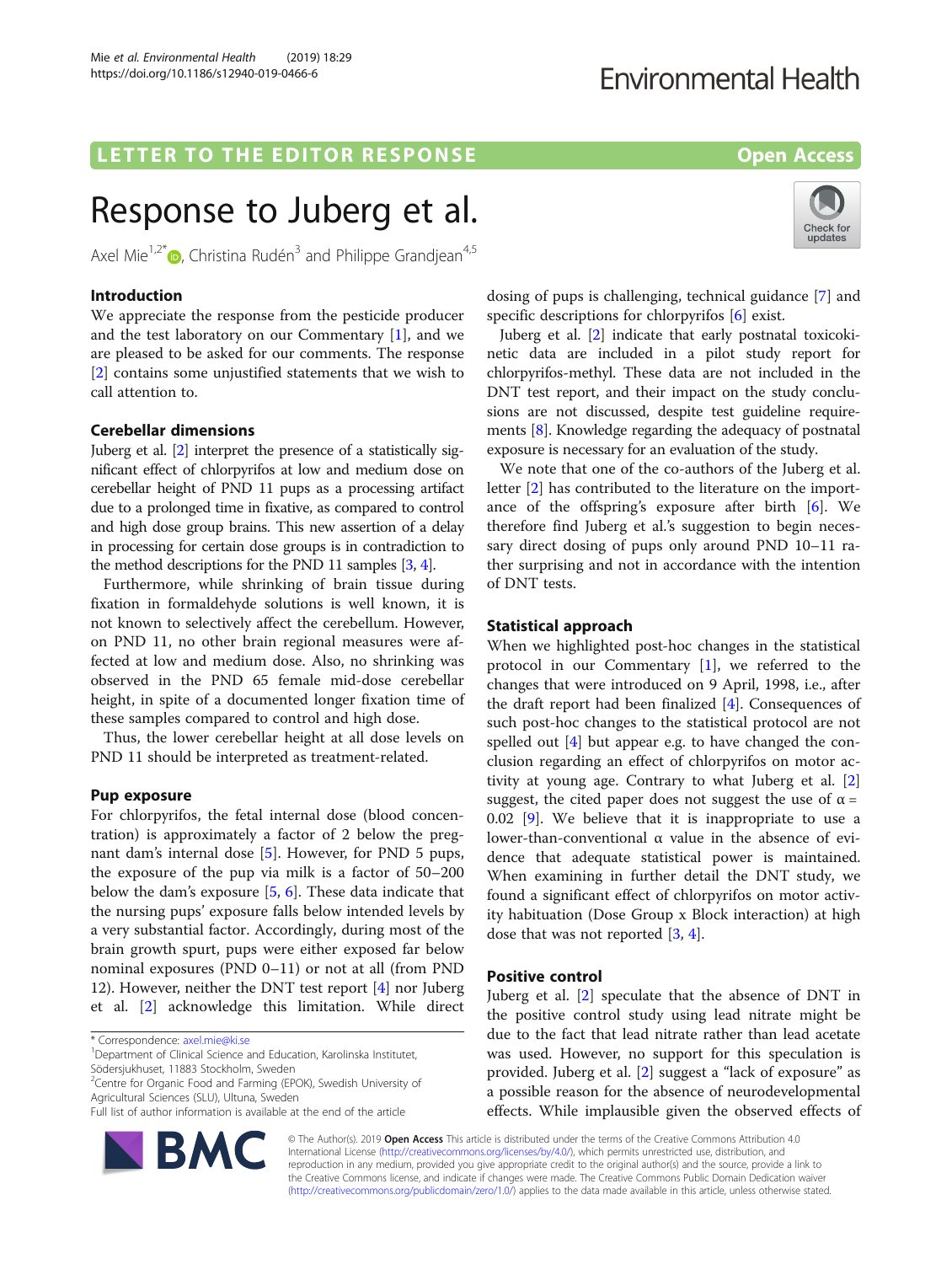LETTER TO THE EDITOR RESPONSE

Open Access

# Response to Juberg et al.

Axel Mie[1,2*], Christina Rudén[3] and Philippe Grandjean[4,5]

## Introduction

We appreciate the response from the pesticide producer and the test laboratory on our Commentary [1], and we are pleased to be asked for our comments. The response [2] contains some unjustified statements that we wish to call attention to.

## Cerebellar dimensions

Juberg et al. [2] interpret the presence of a statistically significant effect of chlorpyrifos at low and medium dose on cerebellar height of PND 11 pups as a processing artifact due to a prolonged time in fixative, as compared to control and high dose group brains. This new assertion of a delay in processing for certain dose groups is in contradiction to the method descriptions for the PND 11 samples [3, 4].

Furthermore, while shrinking of brain tissue during fixation in formaldehyde solutions is well known, it is not known to selectively affect the cerebellum. However, on PND 11, no other brain regional measures were affected at low and medium dose. Also, no shrinking was observed in the PND 65 female mid-dose cerebellar height, in spite of a documented longer fixation time of these samples compared to control and high dose.

Thus, the lower cerebellar height at all dose levels on PND 11 should be interpreted as treatment-related.

## Pup exposure

For chlorpyrifos, the fetal internal dose (blood concentration) is approximately a factor of 2 below the pregnant dam's internal dose [5]. However, for PND 5 pups, the exposure of the pup via milk is a factor of 50–200 below the dam's exposure [5, 6]. These data indicate that the nursing pups' exposure falls below intended levels by a very substantial factor. Accordingly, during most of the brain growth spurt, pups were either exposed far below nominal exposures (PND 0–11) or not at all (from PND 12). However, neither the DNT test report [4] nor Juberg et al. [2] acknowledge this limitation. While direct dosing of pups is challenging, technical guidance [7] and specific descriptions for chlorpyrifos [6] exist.

Juberg et al. [2] indicate that early postnatal toxicokinetic data are included in a pilot study report for chlorpyrifos-methyl. These data are not included in the DNT test report, and their impact on the study conclusions are not discussed, despite test guideline requirements [8]. Knowledge regarding the adequacy of postnatal exposure is necessary for an evaluation of the study.

We note that one of the co-authors of the Juberg et al. letter [2] has contributed to the literature on the importance of the offspring's exposure after birth [6]. We therefore find Juberg et al.'s suggestion to begin necessary direct dosing of pups only around PND 10–11 rather surprising and not in accordance with the intention of DNT tests.

## Statistical approach

When we highlighted post-hoc changes in the statistical protocol in our Commentary [1], we referred to the changes that were introduced on 9 April, 1998, i.e., after the draft report had been finalized [4]. Consequences of such post-hoc changes to the statistical protocol are not spelled out [4] but appear e.g. to have changed the conclusion regarding an effect of chlorpyrifos on motor activity at young age. Contrary to what Juberg et al. [2] suggest, the cited paper does not suggest the use of $\alpha = 0.02$ [9]. We believe that it is inappropriate to use a lower-than-conventional $\alpha$ value in the absence of evidence that adequate statistical power is maintained. When examining in further detail the DNT study, we found a significant effect of chlorpyrifos on motor activity habituation (Dose Group x Block interaction) at high dose that was not reported [3, 4].

## Positive control

Juberg et al. [2] speculate that the absence of DNT in the positive control study using lead nitrate might be due to the fact that lead nitrate rather than lead acetate was used. However, no support for this speculation is provided. Juberg et al. [2] suggest a "lack of exposure" as a possible reason for the absence of neurodevelopmental effects. While implausible given the observed effects of

* Correspondence: axel.mie@ki.se
[1] Department of Clinical Science and Education, Karolinska Institutet, Södersjukhuset, 11883 Stockholm, Sweden
[2] Centre for Organic Food and Farming (EPOK), Swedish University of Agricultural Sciences (SLU), Ultuna, Sweden
Full list of author information is available at the end of the article

© The Author(s). 2019 **Open Access** This article is distributed under the terms of the Creative Commons Attribution 4.0 International License (http://creativecommons.org/licenses/by/4.0/), which permits unrestricted use, distribution, and reproduction in any medium, provided you give appropriate credit to the original author(s) and the source, provide a link to the Creative Commons license, and indicate if changes were made. The Creative Commons Public Domain Dedication waiver (http://creativecommons.org/publicdomain/zero/1.0/) applies to the data made available in this article, unless otherwise stated.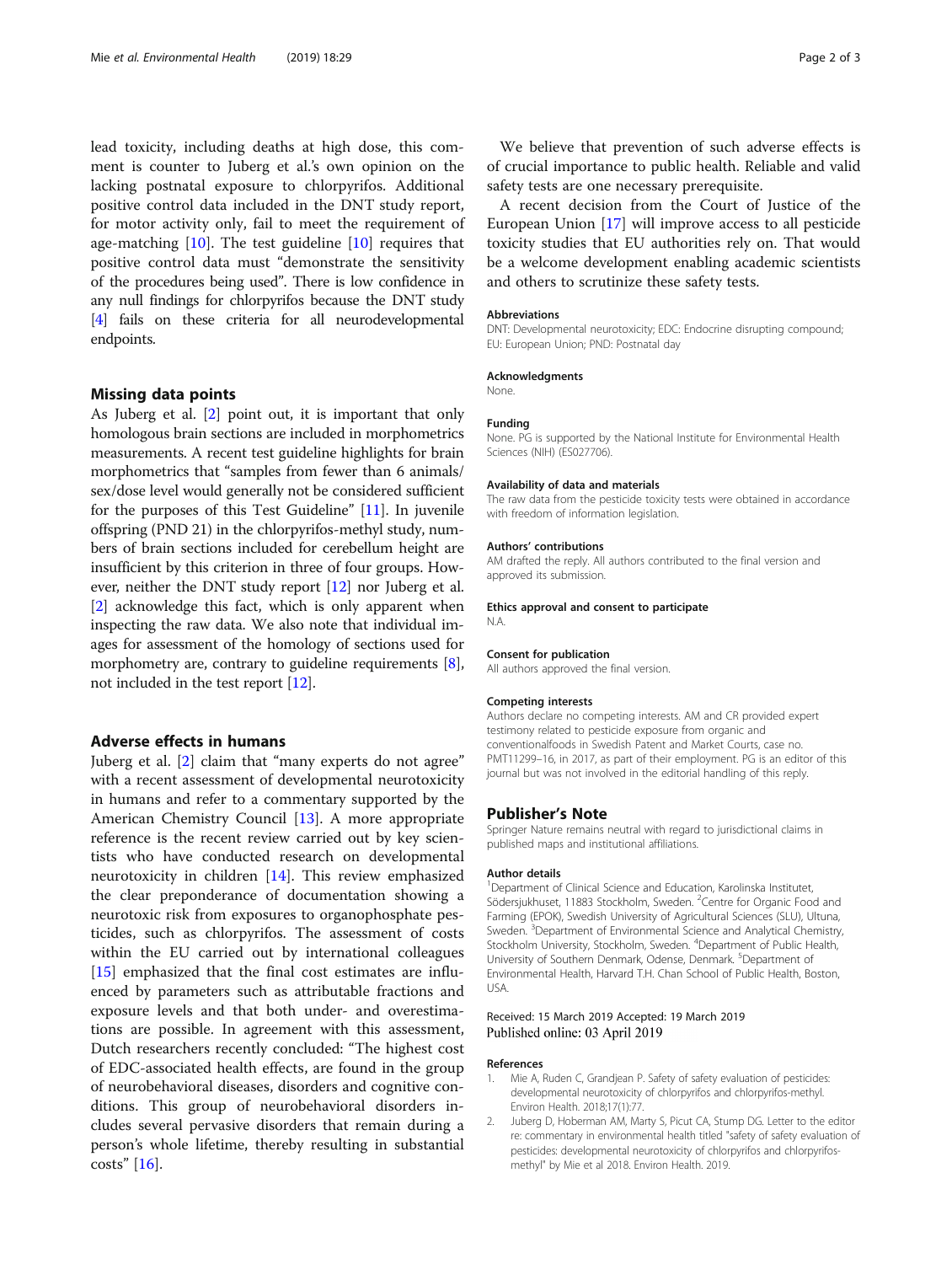lead toxicity, including deaths at high dose, this comment is counter to Juberg et al.'s own opinion on the lacking postnatal exposure to chlorpyrifos. Additional positive control data included in the DNT study report, for motor activity only, fail to meet the requirement of age-matching [10]. The test guideline [10] requires that positive control data must "demonstrate the sensitivity of the procedures being used". There is low confidence in any null findings for chlorpyrifos because the DNT study [4] fails on these criteria for all neurodevelopmental endpoints.

## Missing data points

As Juberg et al. [2] point out, it is important that only homologous brain sections are included in morphometrics measurements. A recent test guideline highlights for brain morphometrics that "samples from fewer than 6 animals/sex/dose level would generally not be considered sufficient for the purposes of this Test Guideline" [11]. In juvenile offspring (PND 21) in the chlorpyrifos-methyl study, numbers of brain sections included for cerebellum height are insufficient by this criterion in three of four groups. However, neither the DNT study report [12] nor Juberg et al. [2] acknowledge this fact, which is only apparent when inspecting the raw data. We also note that individual images for assessment of the homology of sections used for morphometry are, contrary to guideline requirements [8], not included in the test report [12].

## Adverse effects in humans

Juberg et al. [2] claim that "many experts do not agree" with a recent assessment of developmental neurotoxicity in humans and refer to a commentary supported by the American Chemistry Council [13]. A more appropriate reference is the recent review carried out by key scientists who have conducted research on developmental neurotoxicity in children [14]. This review emphasized the clear preponderance of documentation showing a neurotoxic risk from exposures to organophosphate pesticides, such as chlorpyrifos. The assessment of costs within the EU carried out by international colleagues [15] emphasized that the final cost estimates are influenced by parameters such as attributable fractions and exposure levels and that both under- and overestimations are possible. In agreement with this assessment, Dutch researchers recently concluded: "The highest cost of EDC-associated health effects, are found in the group of neurobehavioral diseases, disorders and cognitive conditions. This group of neurobehavioral disorders includes several pervasive disorders that remain during a person's whole lifetime, thereby resulting in substantial costs" [16].

We believe that prevention of such adverse effects is of crucial importance to public health. Reliable and valid safety tests are one necessary prerequisite.

A recent decision from the Court of Justice of the European Union [17] will improve access to all pesticide toxicity studies that EU authorities rely on. That would be a welcome development enabling academic scientists and others to scrutinize these safety tests.

### Abbreviations

DNT: Developmental neurotoxicity; EDC: Endocrine disrupting compound; EU: European Union; PND: Postnatal day

### Acknowledgments

None.

### Funding

None. PG is supported by the National Institute for Environmental Health Sciences (NIH) (ES027706).

### Availability of data and materials

The raw data from the pesticide toxicity tests were obtained in accordance with freedom of information legislation.

### Authors' contributions

AM drafted the reply. All authors contributed to the final version and approved its submission.

### Ethics approval and consent to participate

N.A.

### Consent for publication

All authors approved the final version.

### Competing interests

Authors declare no competing interests. AM and CR provided expert testimony related to pesticide exposure from organic and conventionalfoods in Swedish Patent and Market Courts, case no. PMT11299–16, in 2017, as part of their employment. PG is an editor of this journal but was not involved in the editorial handling of this reply.

## Publisher's Note

Springer Nature remains neutral with regard to jurisdictional claims in published maps and institutional affiliations.

### Author details

[1]Department of Clinical Science and Education, Karolinska Institutet, Södersjukhuset, 11883 Stockholm, Sweden. [2]Centre for Organic Food and Farming (EPOK), Swedish University of Agricultural Sciences (SLU), Ultuna, Sweden. [3]Department of Environmental Science and Analytical Chemistry, Stockholm University, Stockholm, Sweden. [4]Department of Public Health, University of Southern Denmark, Odense, Denmark. [5]Department of Environmental Health, Harvard T.H. Chan School of Public Health, Boston, USA.

Received: 15 March 2019 Accepted: 19 March 2019
Published online: 03 April 2019

### References

1. Mie A, Ruden C, Grandjean P. Safety of safety evaluation of pesticides: developmental neurotoxicity of chlorpyrifos and chlorpyrifos-methyl. Environ Health. 2018;17(1):77.
2. Juberg D, Hoberman AM, Marty S, Picut CA, Stump DG. Letter to the editor re: commentary in environmental health titled "safety of safety evaluation of pesticides: developmental neurotoxicity of chlorpyrifos and chlorpyrifos-methyl" by Mie et al 2018. Environ Health. 2019.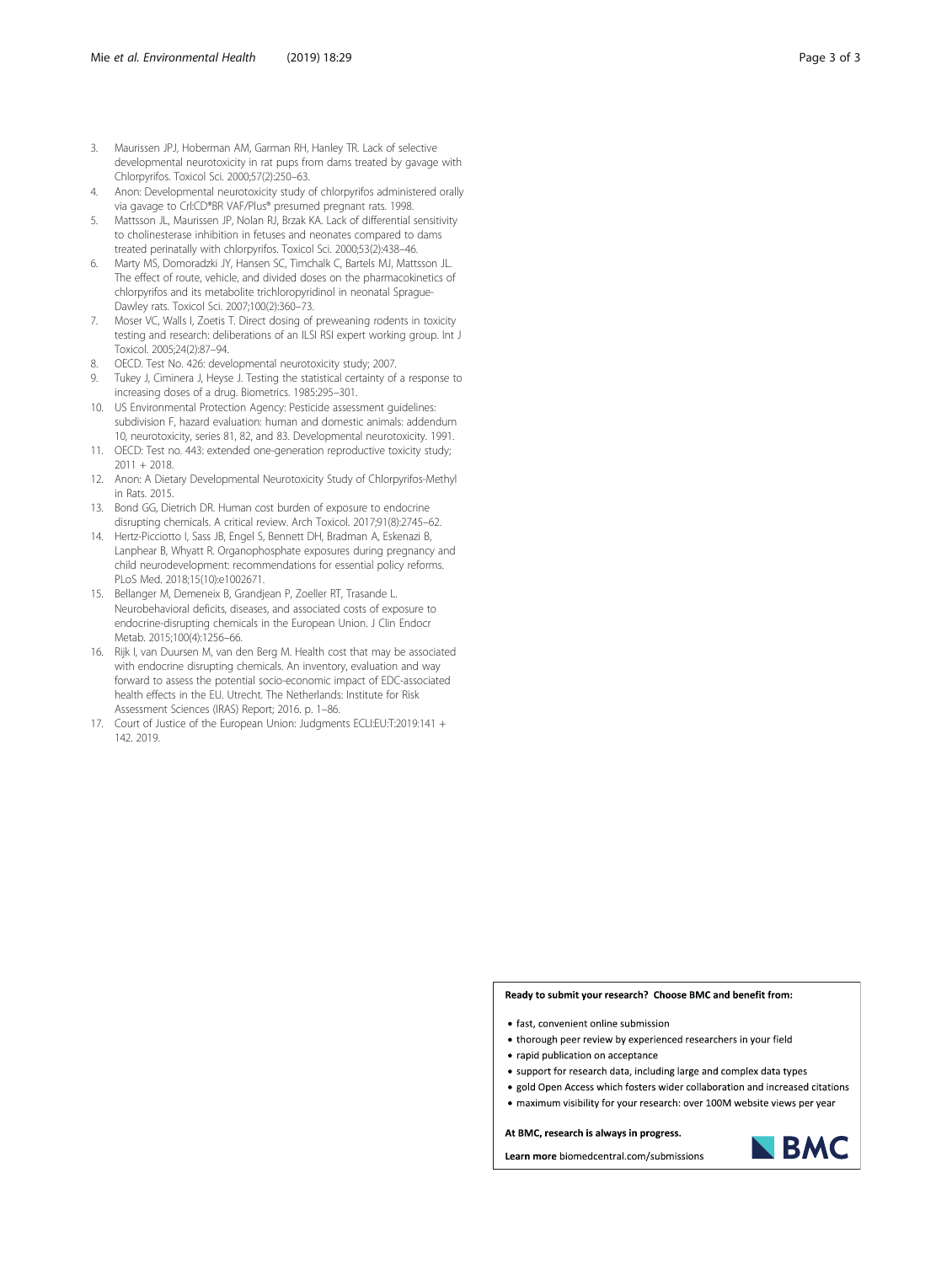3. Maurissen JPJ, Hoberman AM, Garman RH, Hanley TR. Lack of selective developmental neurotoxicity in rat pups from dams treated by gavage with Chlorpyrifos. Toxicol Sci. 2000;57(2):250–63.
4. Anon: Developmental neurotoxicity study of chlorpyrifos administered orally via gavage to Crl:CD®BR VAF/Plus® presumed pregnant rats. 1998.
5. Mattsson JL, Maurissen JP, Nolan RJ, Brzak KA. Lack of differential sensitivity to cholinesterase inhibition in fetuses and neonates compared to dams treated perinatally with chlorpyrifos. Toxicol Sci. 2000;53(2):438–46.
6. Marty MS, Domoradzki JY, Hansen SC, Timchalk C, Bartels MJ, Mattsson JL. The effect of route, vehicle, and divided doses on the pharmacokinetics of chlorpyrifos and its metabolite trichloropyridinol in neonatal Sprague-Dawley rats. Toxicol Sci. 2007;100(2):360–73.
7. Moser VC, Walls I, Zoetis T. Direct dosing of preweaning rodents in toxicity testing and research: deliberations of an ILSI RSI expert working group. Int J Toxicol. 2005;24(2):87–94.
8. OECD. Test No. 426: developmental neurotoxicity study; 2007.
9. Tukey J, Ciminera J, Heyse J. Testing the statistical certainty of a response to increasing doses of a drug. Biometrics. 1985:295–301.
10. US Environmental Protection Agency: Pesticide assessment guidelines: subdivision F, hazard evaluation: human and domestic animals: addendum 10, neurotoxicity, series 81, 82, and 83. Developmental neurotoxicity. 1991.
11. OECD: Test no. 443: extended one-generation reproductive toxicity study; 2011 + 2018.
12. Anon: A Dietary Developmental Neurotoxicity Study of Chlorpyrifos-Methyl in Rats. 2015.
13. Bond GG, Dietrich DR. Human cost burden of exposure to endocrine disrupting chemicals. A critical review. Arch Toxicol. 2017;91(8):2745–62.
14. Hertz-Picciotto I, Sass JB, Engel S, Bennett DH, Bradman A, Eskenazi B, Lanphear B, Whyatt R. Organophosphate exposures during pregnancy and child neurodevelopment: recommendations for essential policy reforms. PLoS Med. 2018;15(10):e1002671.
15. Bellanger M, Demeneix B, Grandjean P, Zoeller RT, Trasande L. Neurobehavioral deficits, diseases, and associated costs of exposure to endocrine-disrupting chemicals in the European Union. J Clin Endocr Metab. 2015;100(4):1256–66.
16. Rijk I, van Duursen M, van den Berg M. Health cost that may be associated with endocrine disrupting chemicals. An inventory, evaluation and way forward to assess the potential socio-economic impact of EDC-associated health effects in the EU. Utrecht. The Netherlands: Institute for Risk Assessment Sciences (IRAS) Report; 2016. p. 1–86.
17. Court of Justice of the European Union: Judgments ECLI:EU:T:2019:141 + 142. 2019.

**Ready to submit your research? Choose BMC and benefit from:**

- fast, convenient online submission
- thorough peer review by experienced researchers in your field
- rapid publication on acceptance
- support for research data, including large and complex data types
- gold Open Access which fosters wider collaboration and increased citations
- maximum visibility for your research: over 100M website views per year

**At BMC, research is always in progress.**

**Learn more** biomedcentral.com/submissions

BMC